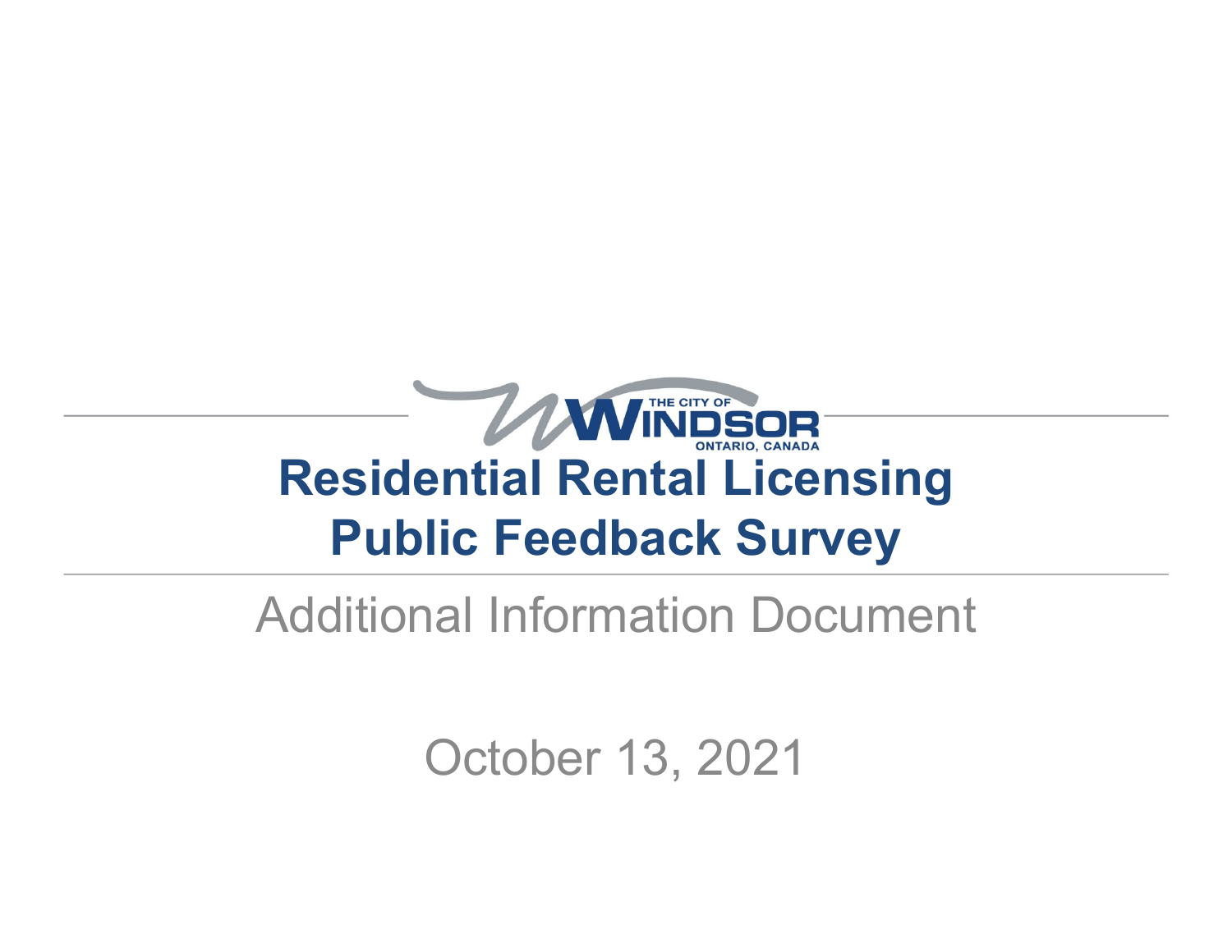THE CITY OF WINDSOR
ONTARIO, CANADA

# Residential Rental Licensing Public Feedback Survey

## Additional Information Document

October 13, 2021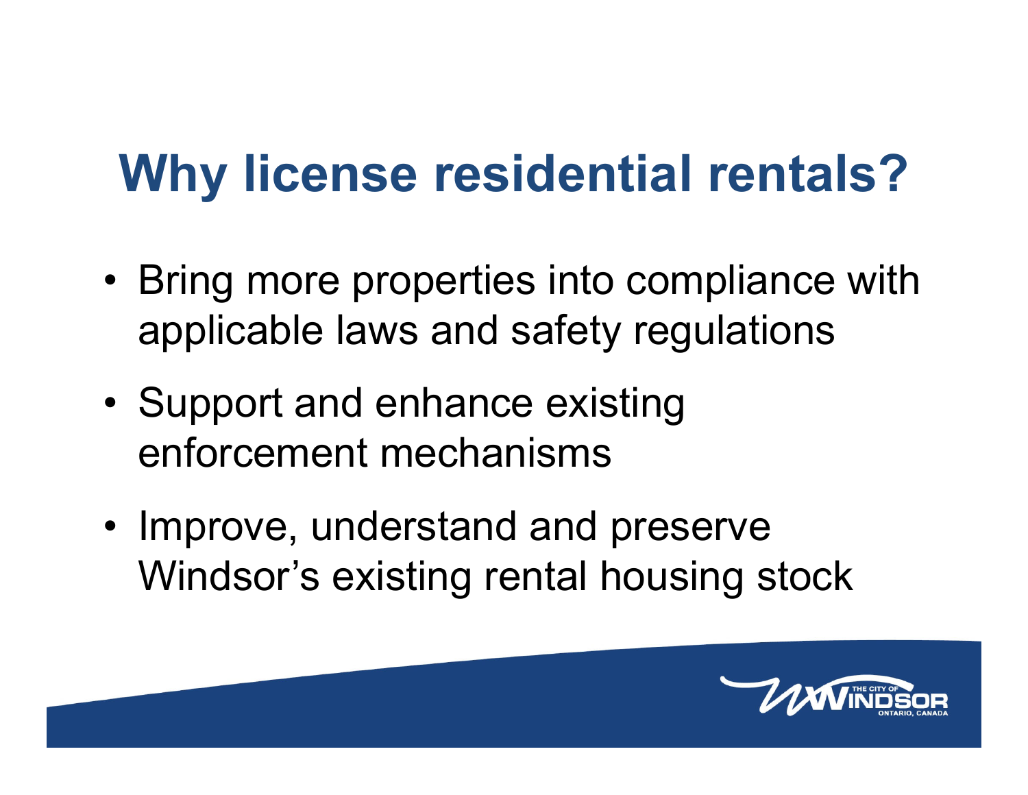# Why license residential rentals?

- Bring more properties into compliance with applicable laws and safety regulations
- Support and enhance existing enforcement mechanisms
- Improve, understand and preserve Windsor's existing rental housing stock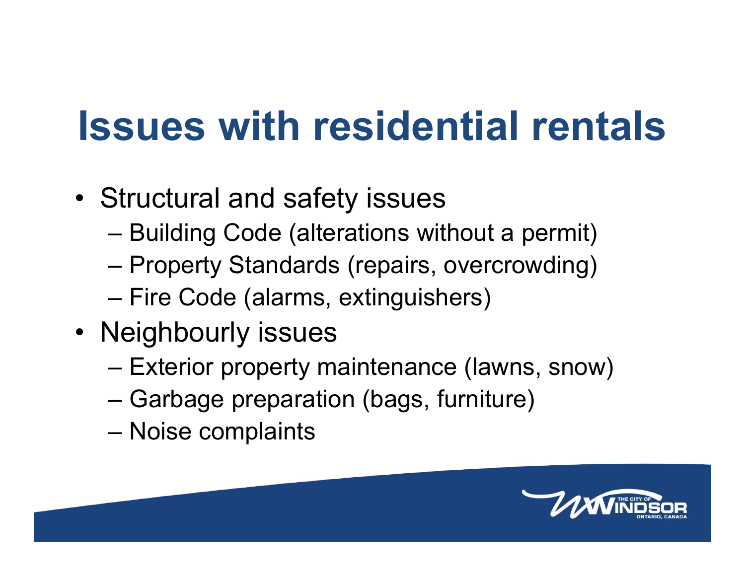# Issues with residential rentals

- Structural and safety issues
  - Building Code (alterations without a permit)
  - Property Standards (repairs, overcrowding)
  - Fire Code (alarms, extinguishers)
- Neighbourly issues
  - Exterior property maintenance (lawns, snow)
  - Garbage preparation (bags, furniture)
  - Noise complaints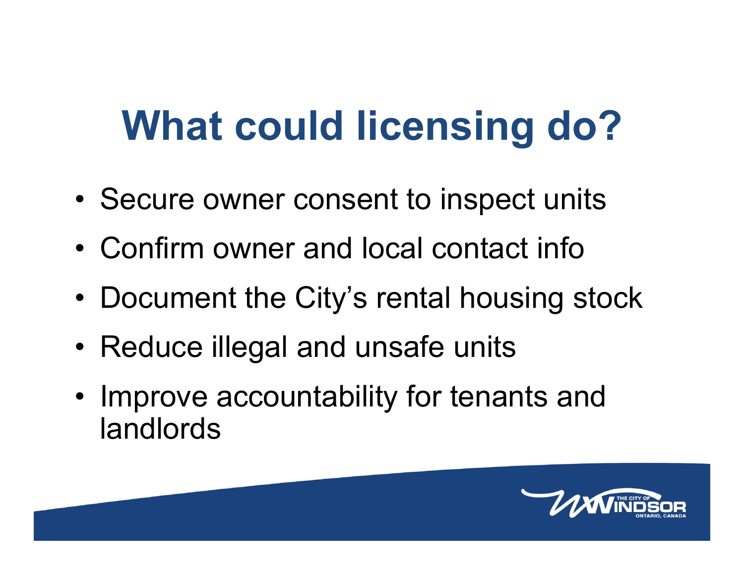# What could licensing do?

- Secure owner consent to inspect units
- Confirm owner and local contact info
- Document the City's rental housing stock
- Reduce illegal and unsafe units
- Improve accountability for tenants and landlords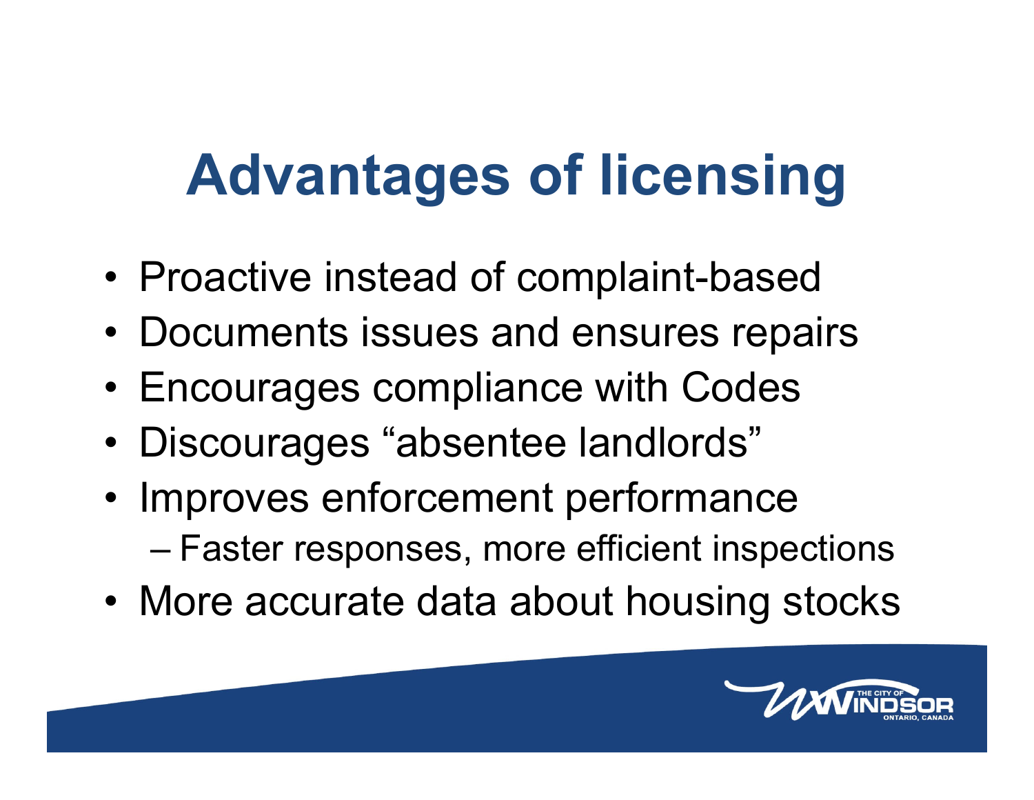# Advantages of licensing

- Proactive instead of complaint-based
- Documents issues and ensures repairs
- Encourages compliance with Codes
- Discourages “absentee landlords”
- Improves enforcement performance
  - Faster responses, more efficient inspections
- More accurate data about housing stocks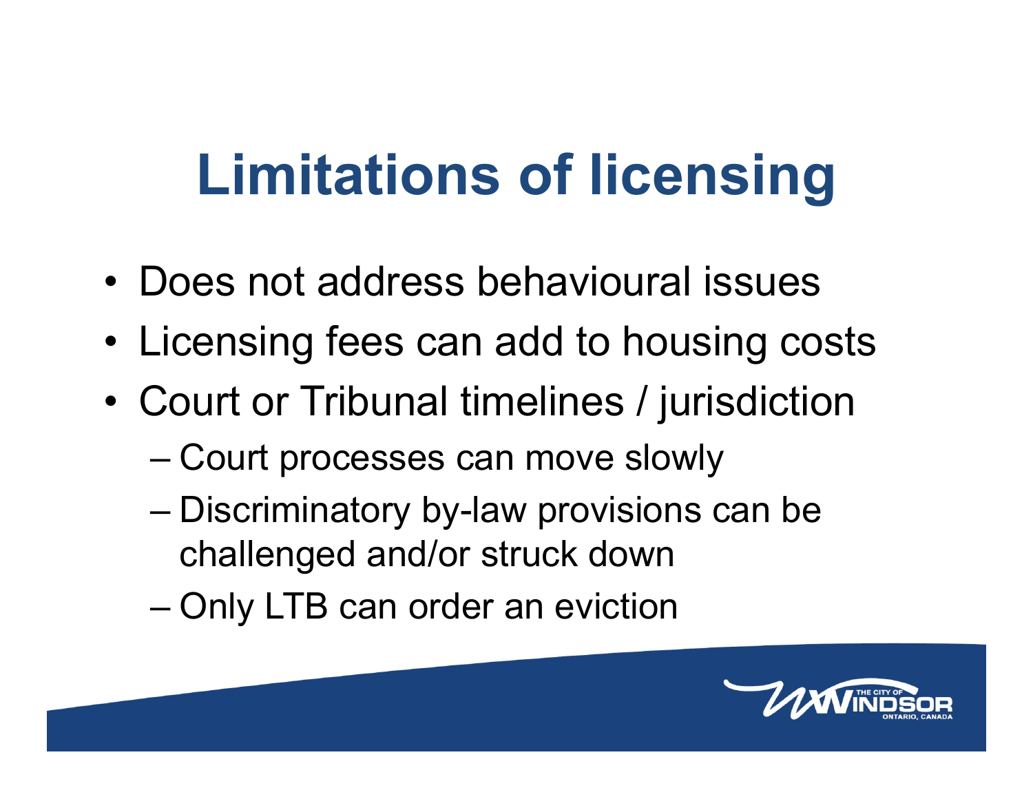# Limitations of licensing

- Does not address behavioural issues
- Licensing fees can add to housing costs
- Court or Tribunal timelines / jurisdiction
  - Court processes can move slowly
  - Discriminatory by-law provisions can be challenged and/or struck down
  - Only LTB can order an eviction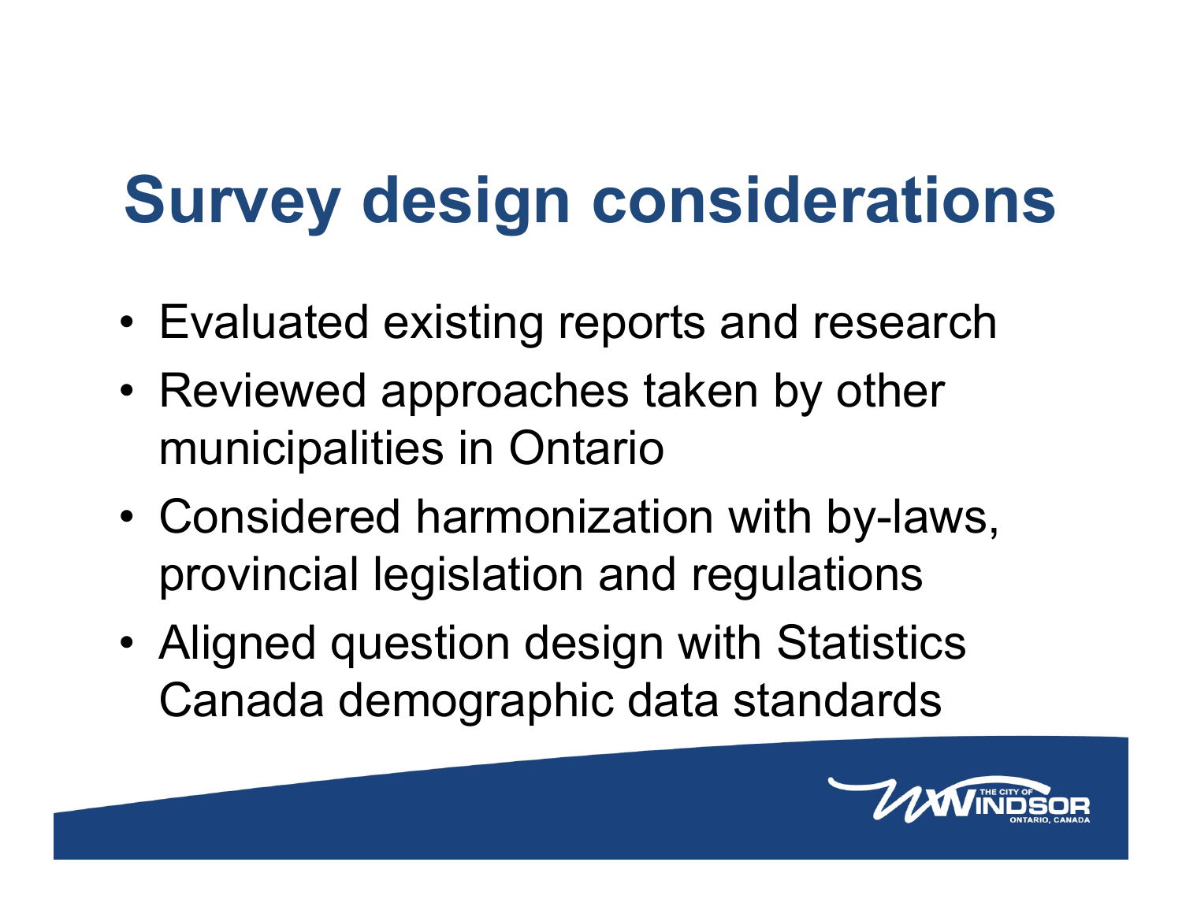# Survey design considerations

- Evaluated existing reports and research
- Reviewed approaches taken by other municipalities in Ontario
- Considered harmonization with by-laws, provincial legislation and regulations
- Aligned question design with Statistics Canada demographic data standards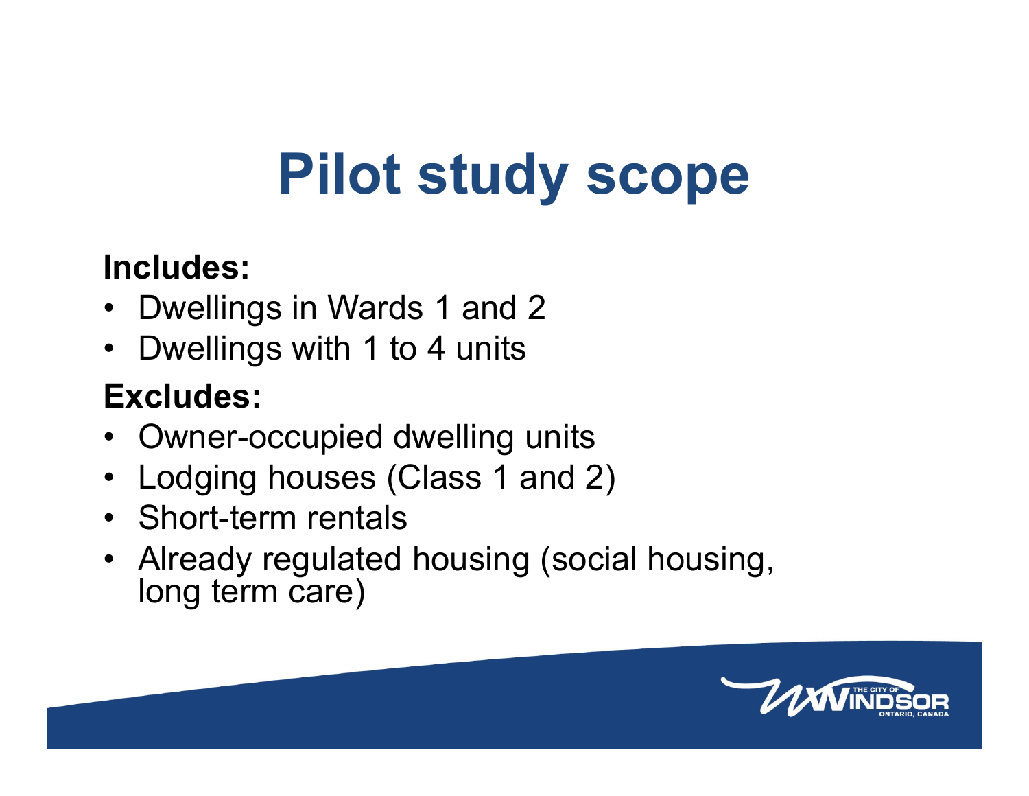# Pilot study scope

**Includes:**

- Dwellings in Wards 1 and 2
- Dwellings with 1 to 4 units

**Excludes:**

- Owner-occupied dwelling units
- Lodging houses (Class 1 and 2)
- Short-term rentals
- Already regulated housing (social housing, long term care)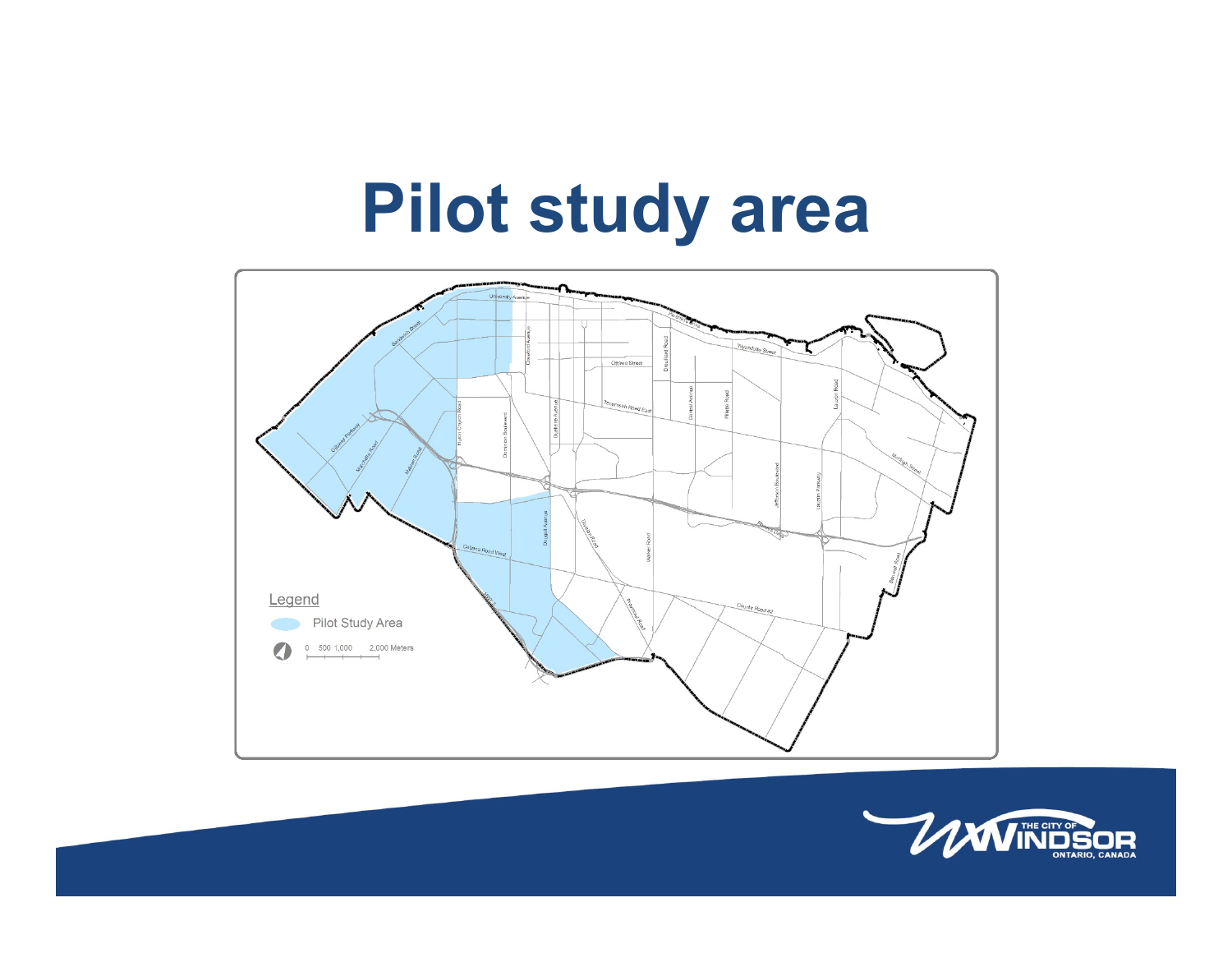# Pilot study area

Legend

Pilot Study Area

0 500 1,000 2,000 Meters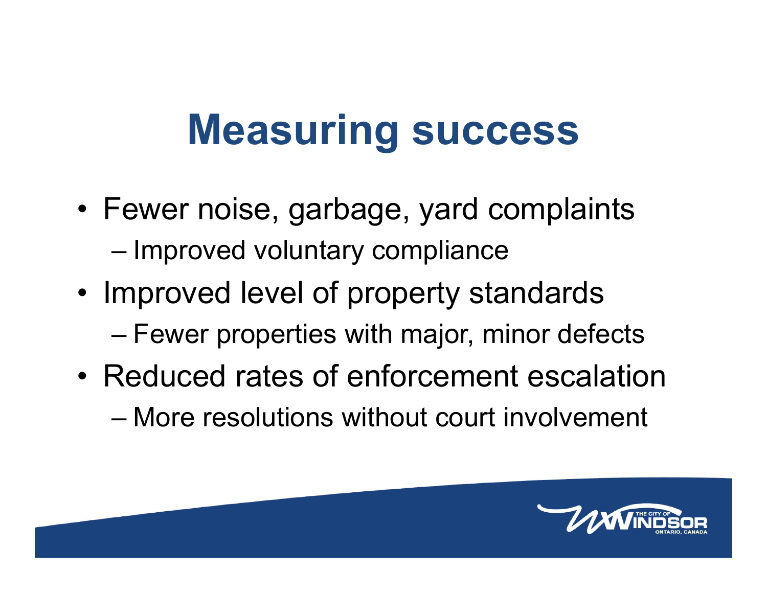# Measuring success

- Fewer noise, garbage, yard complaints
  - Improved voluntary compliance
- Improved level of property standards
  - Fewer properties with major, minor defects
- Reduced rates of enforcement escalation
  - More resolutions without court involvement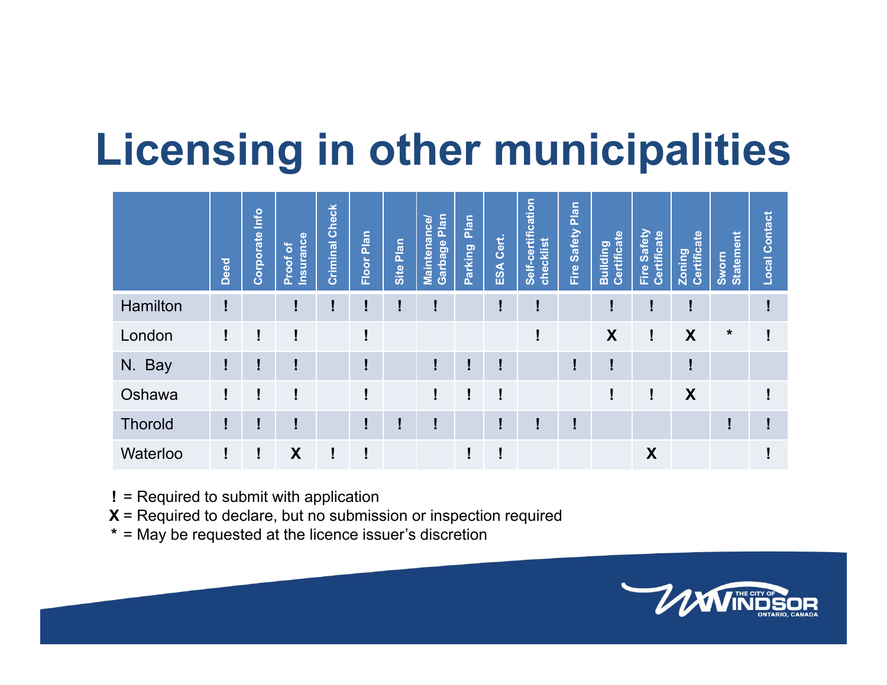# Licensing in other municipalities

| | Deed | Corporate Info | Proof of Insurance | Criminal Check | Floor Plan | Site Plan | Maintenance/ Garbage Plan | Parking Plan | ESA Cert. | Self-certification checklist | Fire Safety Plan | Building Certificate | Fire Safety Certificate | Zoning Certificate | Sworn Statement | Local Contact |
|---|---|---|---|---|---|---|---|---|---|---|---|---|---|---|---|---|
| Hamilton | ! | | ! | ! | ! | ! | ! | | ! | ! | | ! | ! | ! | | ! |
| London | ! | ! | ! | | ! | | | | | ! | | X | ! | X | * | ! |
| N. Bay | ! | ! | ! | | ! | | ! | ! | ! | | ! | ! | | ! | | |
| Oshawa | ! | ! | ! | | ! | | ! | ! | ! | | | ! | ! | X | | ! |
| Thorold | ! | ! | ! | | ! | ! | ! | | ! | ! | ! | | | | ! | ! |
| Waterloo | ! | ! | X | ! | ! | | | ! | ! | | | | X | | | ! |

**!** = Required to submit with application
**X** = Required to declare, but no submission or inspection required
**\*** = May be requested at the licence issuer's discretion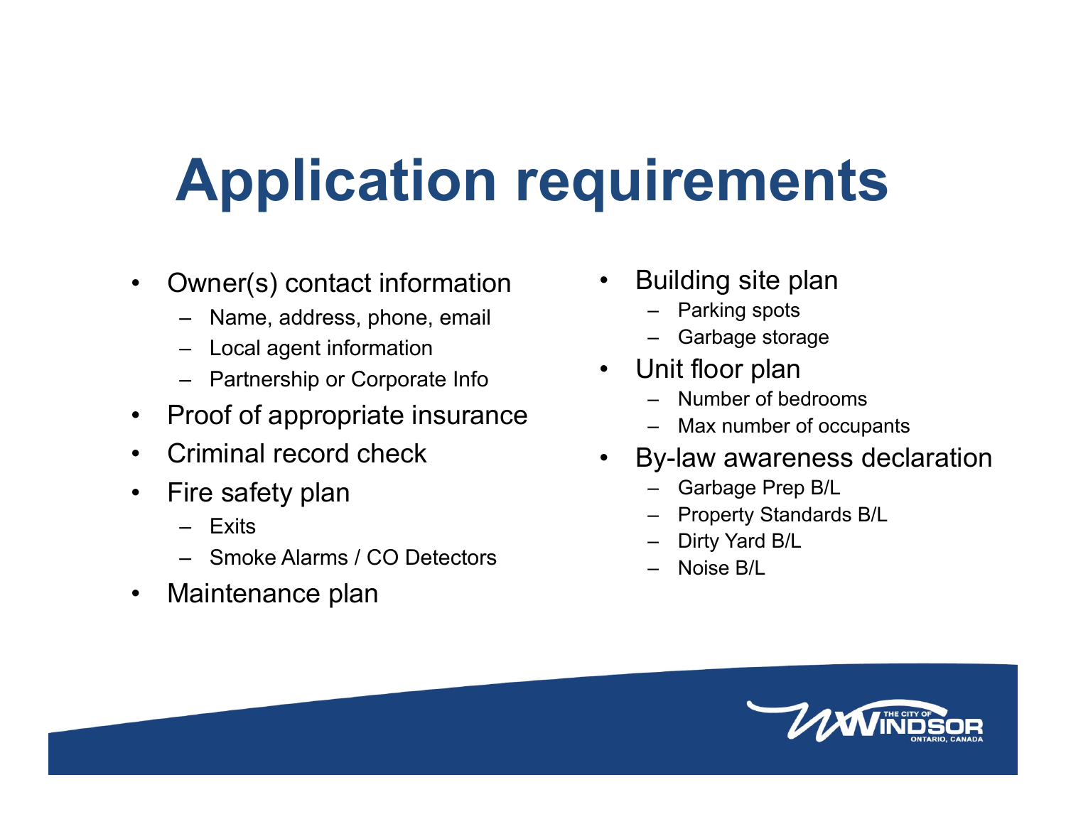# Application requirements

- Owner(s) contact information
  - Name, address, phone, email
  - Local agent information
  - Partnership or Corporate Info
- Proof of appropriate insurance
- Criminal record check
- Fire safety plan
  - Exits
  - Smoke Alarms / CO Detectors
- Maintenance plan
- Building site plan
  - Parking spots
  - Garbage storage
- Unit floor plan
  - Number of bedrooms
  - Max number of occupants
- By-law awareness declaration
  - Garbage Prep B/L
  - Property Standards B/L
  - Dirty Yard B/L
  - Noise B/L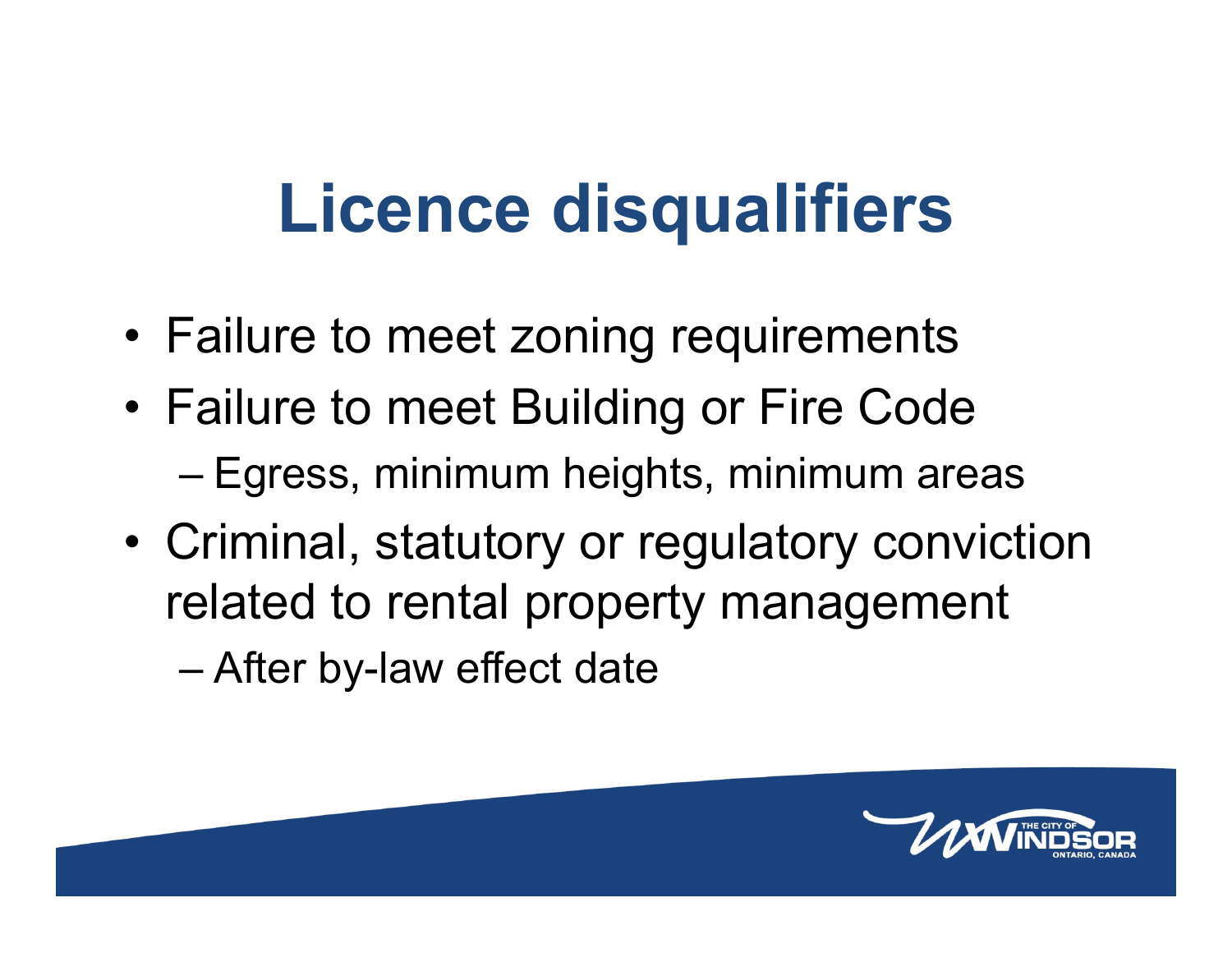# Licence disqualifiers

- Failure to meet zoning requirements
- Failure to meet Building or Fire Code
  - Egress, minimum heights, minimum areas
- Criminal, statutory or regulatory conviction related to rental property management
  - After by-law effect date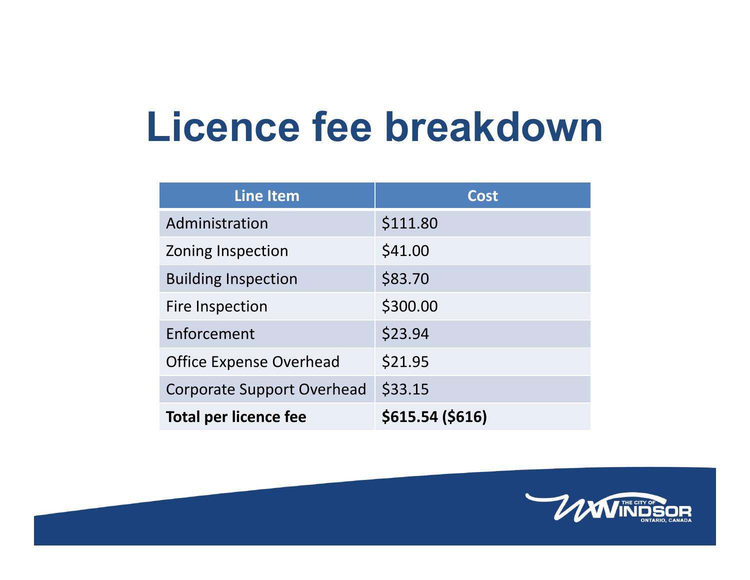# Licence fee breakdown

| Line Item | Cost |
| --- | --- |
| Administration | $111.80 |
| Zoning Inspection | $41.00 |
| Building Inspection | $83.70 |
| Fire Inspection | $300.00 |
| Enforcement | $23.94 |
| Office Expense Overhead | $21.95 |
| Corporate Support Overhead | $33.15 |
| **Total per licence fee** | **$615.54 ($616)** |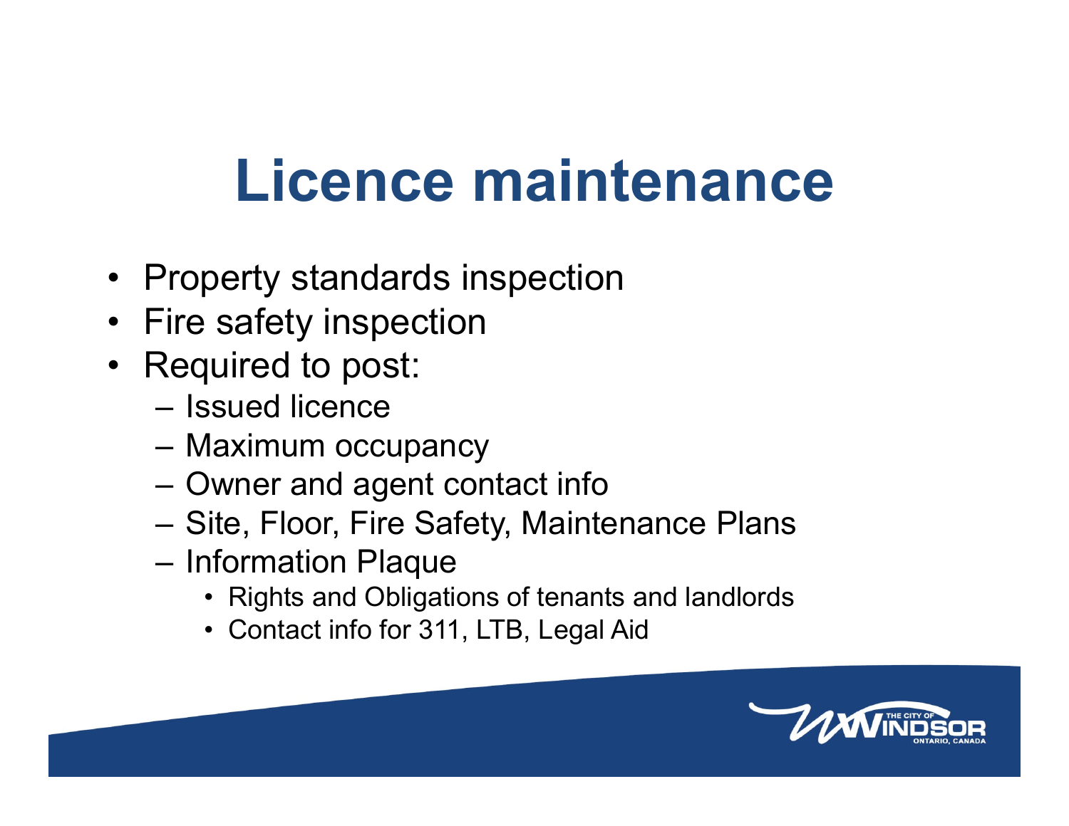# Licence maintenance

- Property standards inspection
- Fire safety inspection
- Required to post:
  - Issued licence
  - Maximum occupancy
  - Owner and agent contact info
  - Site, Floor, Fire Safety, Maintenance Plans
  - Information Plaque
    - Rights and Obligations of tenants and landlords
    - Contact info for 311, LTB, Legal Aid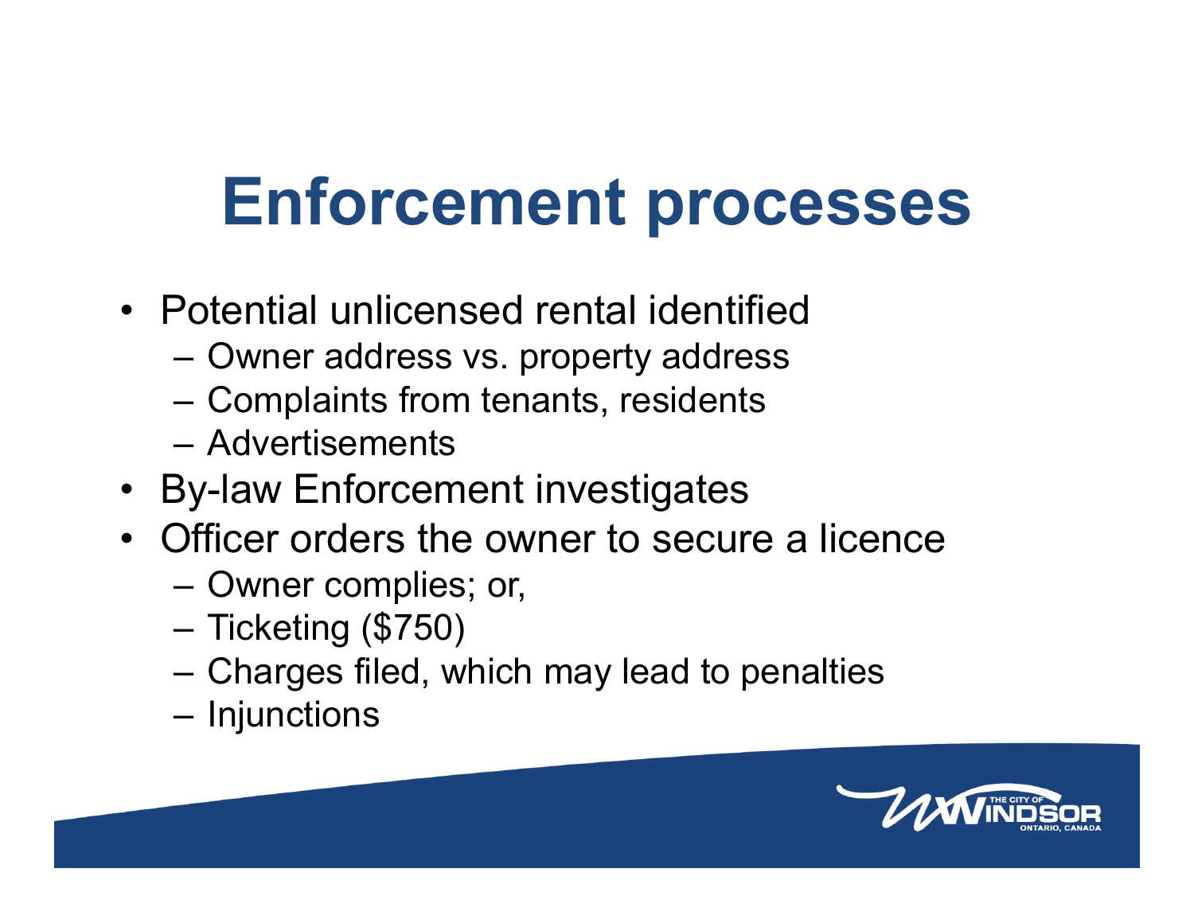# Enforcement processes

- Potential unlicensed rental identified
  - Owner address vs. property address
  - Complaints from tenants, residents
  - Advertisements
- By-law Enforcement investigates
- Officer orders the owner to secure a licence
  - Owner complies; or,
  - Ticketing ($750)
  - Charges filed, which may lead to penalties
  - Injunctions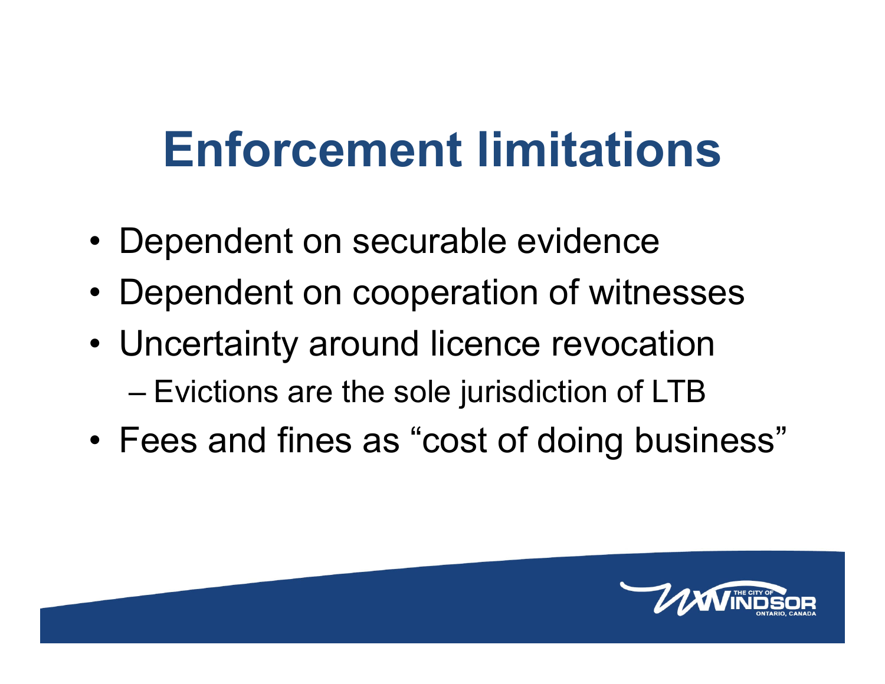# Enforcement limitations

- Dependent on securable evidence
- Dependent on cooperation of witnesses
- Uncertainty around licence revocation
  - Evictions are the sole jurisdiction of LTB
- Fees and fines as “cost of doing business”